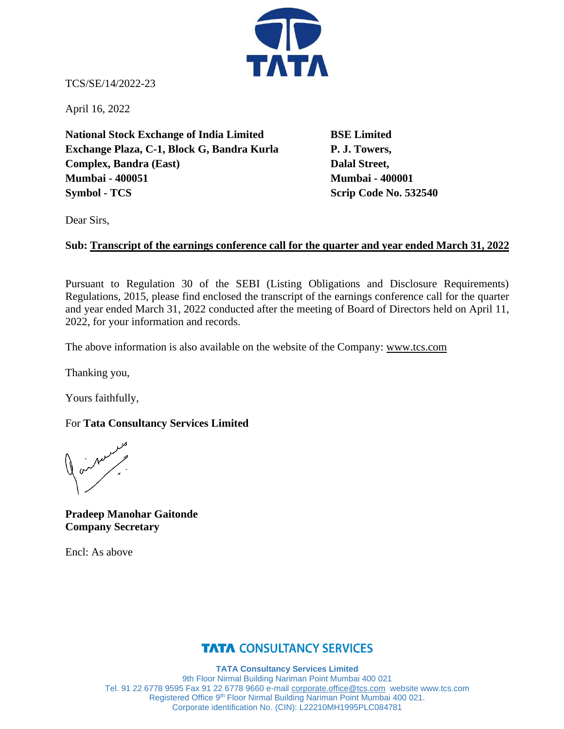TCS/SE/14/2022-23

April 16, 2022

| **National Stock Exchange of India Limited** | **BSE Limited** |
|---|---|
| **Exchange Plaza, C-1, Block G, Bandra Kurla Complex, Bandra (East)** | **P. J. Towers, Dalal Street,** |
| **Mumbai - 400051** | **Mumbai - 400001** |
| **Symbol - TCS** | **Scrip Code No. 532540** |

Dear Sirs,

**Sub: Transcript of the earnings conference call for the quarter and year ended March 31, 2022**

Pursuant to Regulation 30 of the SEBI (Listing Obligations and Disclosure Requirements) Regulations, 2015, please find enclosed the transcript of the earnings conference call for the quarter and year ended March 31, 2022 conducted after the meeting of Board of Directors held on April 11, 2022, for your information and records.

The above information is also available on the website of the Company: www.tcs.com

Thanking you,

Yours faithfully,

For **Tata Consultancy Services Limited**

**Pradeep Manohar Gaitonde**
**Company Secretary**

Encl: As above

**TATA CONSULTANCY SERVICES**

**TATA Consultancy Services Limited**
9th Floor Nirmal Building Nariman Point Mumbai 400 021
Tel. 91 22 6778 9595 Fax 91 22 6778 9660 e-mail corporate.office@tcs.com website www.tcs.com
Registered Office 9th Floor Nirmal Building Nariman Point Mumbai 400 021.
Corporate identification No. (CIN): L22210MH1995PLC084781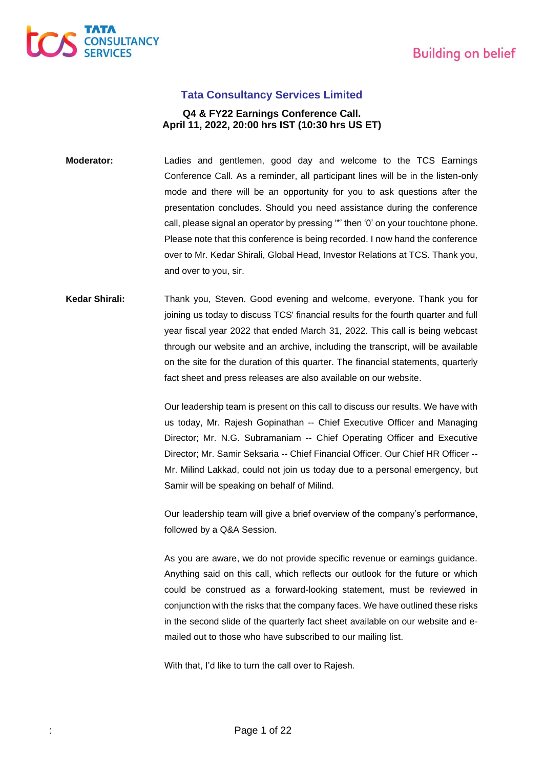## Tata Consultancy Services Limited

**Q4 & FY22 Earnings Conference Call.**
**April 11, 2022, 20:00 hrs IST (10:30 hrs US ET)**

**Moderator:** Ladies and gentlemen, good day and welcome to the TCS Earnings Conference Call. As a reminder, all participant lines will be in the listen-only mode and there will be an opportunity for you to ask questions after the presentation concludes. Should you need assistance during the conference call, please signal an operator by pressing '*' then '0' on your touchtone phone. Please note that this conference is being recorded. I now hand the conference over to Mr. Kedar Shirali, Global Head, Investor Relations at TCS. Thank you, and over to you, sir.

**Kedar Shirali:** Thank you, Steven. Good evening and welcome, everyone. Thank you for joining us today to discuss TCS' financial results for the fourth quarter and full year fiscal year 2022 that ended March 31, 2022. This call is being webcast through our website and an archive, including the transcript, will be available on the site for the duration of this quarter. The financial statements, quarterly fact sheet and press releases are also available on our website.

Our leadership team is present on this call to discuss our results. We have with us today, Mr. Rajesh Gopinathan -- Chief Executive Officer and Managing Director; Mr. N.G. Subramaniam -- Chief Operating Officer and Executive Director; Mr. Samir Seksaria -- Chief Financial Officer. Our Chief HR Officer -- Mr. Milind Lakkad, could not join us today due to a personal emergency, but Samir will be speaking on behalf of Milind.

Our leadership team will give a brief overview of the company's performance, followed by a Q&A Session.

As you are aware, we do not provide specific revenue or earnings guidance. Anything said on this call, which reflects our outlook for the future or which could be construed as a forward-looking statement, must be reviewed in conjunction with the risks that the company faces. We have outlined these risks in the second slide of the quarterly fact sheet available on our website and e-mailed out to those who have subscribed to our mailing list.

With that, I'd like to turn the call over to Rajesh.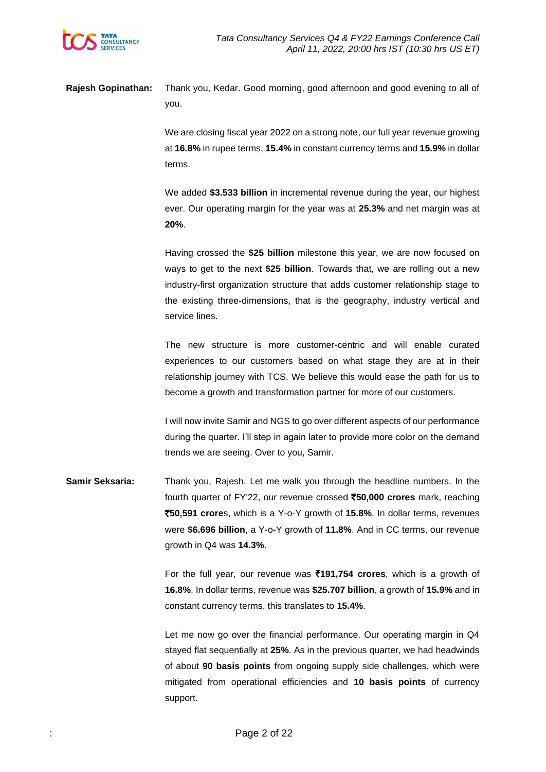**Rajesh Gopinathan:** Thank you, Kedar. Good morning, good afternoon and good evening to all of you.

We are closing fiscal year 2022 on a strong note, our full year revenue growing at **16.8%** in rupee terms, **15.4%** in constant currency terms and **15.9%** in dollar terms.

We added **$3.533 billion** in incremental revenue during the year, our highest ever. Our operating margin for the year was at **25.3%** and net margin was at **20%**.

Having crossed the **$25 billion** milestone this year, we are now focused on ways to get to the next **$25 billion**. Towards that, we are rolling out a new industry-first organization structure that adds customer relationship stage to the existing three-dimensions, that is the geography, industry vertical and service lines.

The new structure is more customer-centric and will enable curated experiences to our customers based on what stage they are at in their relationship journey with TCS. We believe this would ease the path for us to become a growth and transformation partner for more of our customers.

I will now invite Samir and NGS to go over different aspects of our performance during the quarter. I'll step in again later to provide more color on the demand trends we are seeing. Over to you, Samir.

**Samir Seksaria:** Thank you, Rajesh. Let me walk you through the headline numbers. In the fourth quarter of FY'22, our revenue crossed **₹50,000 crores** mark, reaching **₹50,591 crore**s, which is a Y-o-Y growth of **15.8%**. In dollar terms, revenues were **$6.696 billion**, a Y-o-Y growth of **11.8%**. And in CC terms, our revenue growth in Q4 was **14.3%**.

For the full year, our revenue was **₹191,754 crores**, which is a growth of **16.8%**. In dollar terms, revenue was **$25.707 billion**, a growth of **15.9%** and in constant currency terms, this translates to **15.4%**.

Let me now go over the financial performance. Our operating margin in Q4 stayed flat sequentially at **25%**. As in the previous quarter, we had headwinds of about **90 basis points** from ongoing supply side challenges, which were mitigated from operational efficiencies and **10 basis points** of currency support.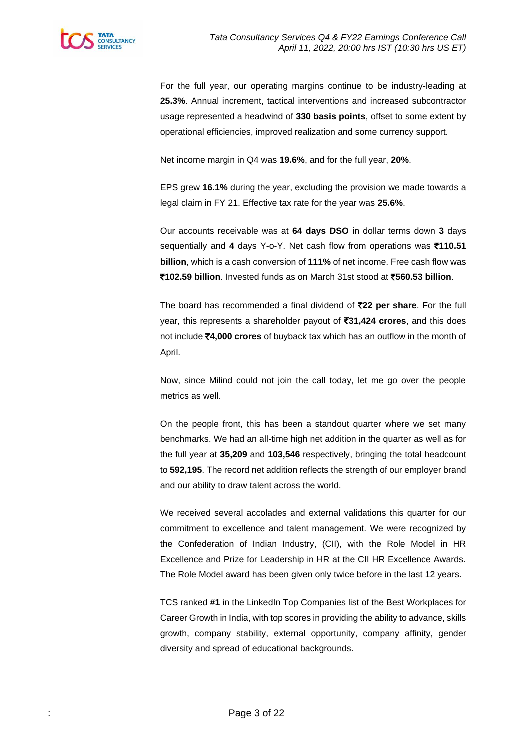For the full year, our operating margins continue to be industry-leading at **25.3%**. Annual increment, tactical interventions and increased subcontractor usage represented a headwind of **330 basis points**, offset to some extent by operational efficiencies, improved realization and some currency support.

Net income margin in Q4 was **19.6%**, and for the full year, **20%**.

EPS grew **16.1%** during the year, excluding the provision we made towards a legal claim in FY 21. Effective tax rate for the year was **25.6%**.

Our accounts receivable was at **64 days DSO** in dollar terms down **3** days sequentially and **4** days Y-o-Y. Net cash flow from operations was **₹110.51 billion**, which is a cash conversion of **111%** of net income. Free cash flow was **₹102.59 billion**. Invested funds as on March 31st stood at **₹560.53 billion**.

The board has recommended a final dividend of **₹22 per share**. For the full year, this represents a shareholder payout of **₹31,424 crores**, and this does not include **₹4,000 crores** of buyback tax which has an outflow in the month of April.

Now, since Milind could not join the call today, let me go over the people metrics as well.

On the people front, this has been a standout quarter where we set many benchmarks. We had an all-time high net addition in the quarter as well as for the full year at **35,209** and **103,546** respectively, bringing the total headcount to **592,195**. The record net addition reflects the strength of our employer brand and our ability to draw talent across the world.

We received several accolades and external validations this quarter for our commitment to excellence and talent management. We were recognized by the Confederation of Indian Industry, (CII), with the Role Model in HR Excellence and Prize for Leadership in HR at the CII HR Excellence Awards. The Role Model award has been given only twice before in the last 12 years.

TCS ranked **#1** in the LinkedIn Top Companies list of the Best Workplaces for Career Growth in India, with top scores in providing the ability to advance, skills growth, company stability, external opportunity, company affinity, gender diversity and spread of educational backgrounds.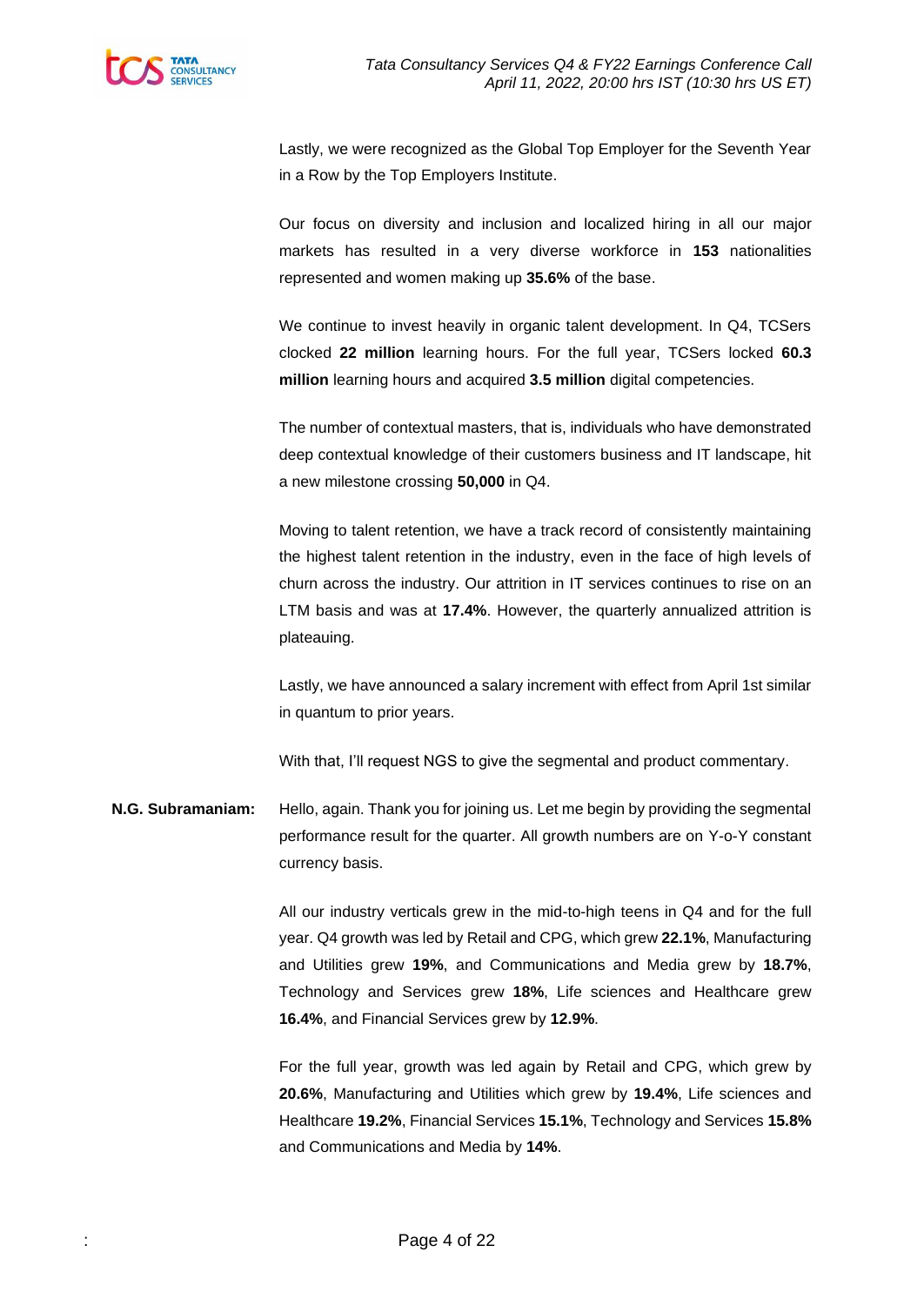Lastly, we were recognized as the Global Top Employer for the Seventh Year in a Row by the Top Employers Institute.

Our focus on diversity and inclusion and localized hiring in all our major markets has resulted in a very diverse workforce in **153** nationalities represented and women making up **35.6%** of the base.

We continue to invest heavily in organic talent development. In Q4, TCSers clocked **22 million** learning hours. For the full year, TCSers locked **60.3 million** learning hours and acquired **3.5 million** digital competencies.

The number of contextual masters, that is, individuals who have demonstrated deep contextual knowledge of their customers business and IT landscape, hit a new milestone crossing **50,000** in Q4.

Moving to talent retention, we have a track record of consistently maintaining the highest talent retention in the industry, even in the face of high levels of churn across the industry. Our attrition in IT services continues to rise on an LTM basis and was at **17.4%**. However, the quarterly annualized attrition is plateauing.

Lastly, we have announced a salary increment with effect from April 1st similar in quantum to prior years.

With that, I'll request NGS to give the segmental and product commentary.

**N.G. Subramaniam:** Hello, again. Thank you for joining us. Let me begin by providing the segmental performance result for the quarter. All growth numbers are on Y-o-Y constant currency basis.

All our industry verticals grew in the mid-to-high teens in Q4 and for the full year. Q4 growth was led by Retail and CPG, which grew **22.1%**, Manufacturing and Utilities grew **19%**, and Communications and Media grew by **18.7%**, Technology and Services grew **18%**, Life sciences and Healthcare grew **16.4%**, and Financial Services grew by **12.9%**.

For the full year, growth was led again by Retail and CPG, which grew by **20.6%**, Manufacturing and Utilities which grew by **19.4%**, Life sciences and Healthcare **19.2%**, Financial Services **15.1%**, Technology and Services **15.8%** and Communications and Media by **14%**.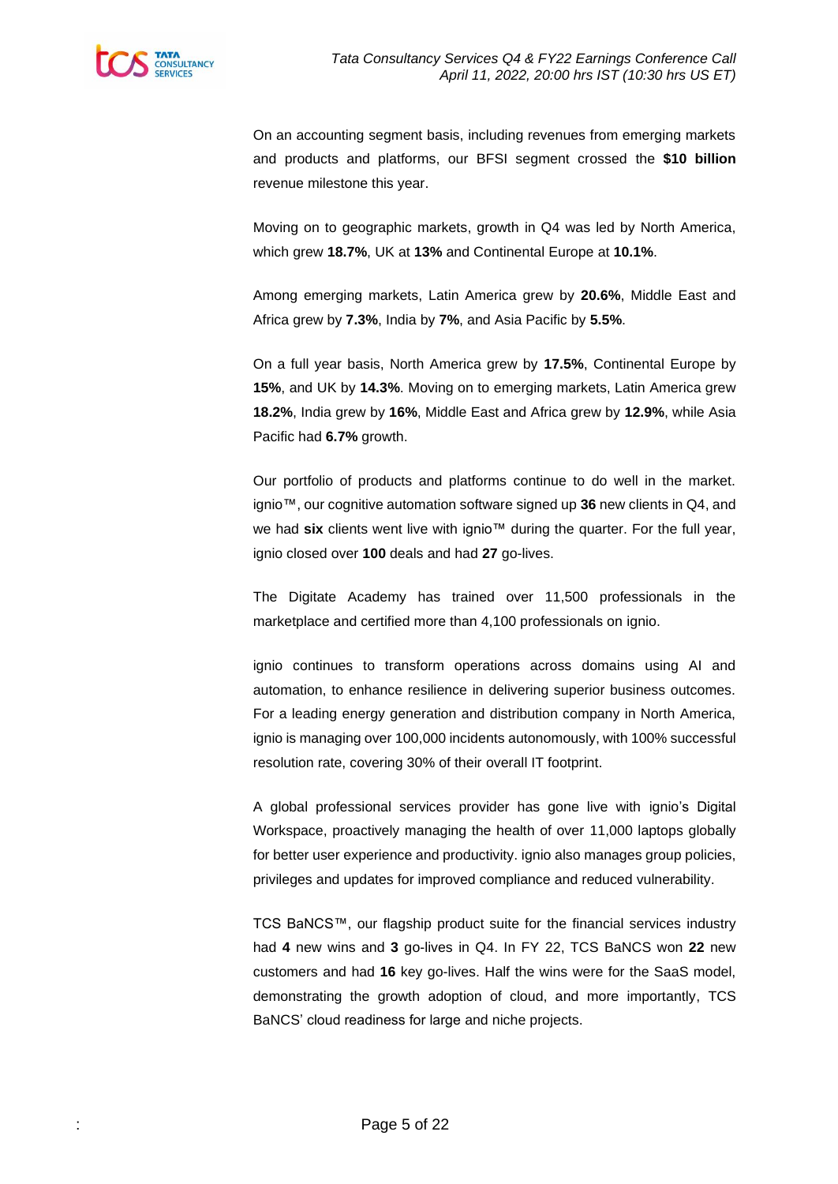On an accounting segment basis, including revenues from emerging markets and products and platforms, our BFSI segment crossed the **$10 billion** revenue milestone this year.

Moving on to geographic markets, growth in Q4 was led by North America, which grew **18.7%**, UK at **13%** and Continental Europe at **10.1%**.

Among emerging markets, Latin America grew by **20.6%**, Middle East and Africa grew by **7.3%**, India by **7%**, and Asia Pacific by **5.5%**.

On a full year basis, North America grew by **17.5%**, Continental Europe by **15%**, and UK by **14.3%**. Moving on to emerging markets, Latin America grew **18.2%**, India grew by **16%**, Middle East and Africa grew by **12.9%**, while Asia Pacific had **6.7%** growth.

Our portfolio of products and platforms continue to do well in the market. ignio™, our cognitive automation software signed up **36** new clients in Q4, and we had **six** clients went live with ignio™ during the quarter. For the full year, ignio closed over **100** deals and had **27** go-lives.

The Digitate Academy has trained over 11,500 professionals in the marketplace and certified more than 4,100 professionals on ignio.

ignio continues to transform operations across domains using AI and automation, to enhance resilience in delivering superior business outcomes. For a leading energy generation and distribution company in North America, ignio is managing over 100,000 incidents autonomously, with 100% successful resolution rate, covering 30% of their overall IT footprint.

A global professional services provider has gone live with ignio's Digital Workspace, proactively managing the health of over 11,000 laptops globally for better user experience and productivity. ignio also manages group policies, privileges and updates for improved compliance and reduced vulnerability.

TCS BaNCS™, our flagship product suite for the financial services industry had **4** new wins and **3** go-lives in Q4. In FY 22, TCS BaNCS won **22** new customers and had **16** key go-lives. Half the wins were for the SaaS model, demonstrating the growth adoption of cloud, and more importantly, TCS BaNCS' cloud readiness for large and niche projects.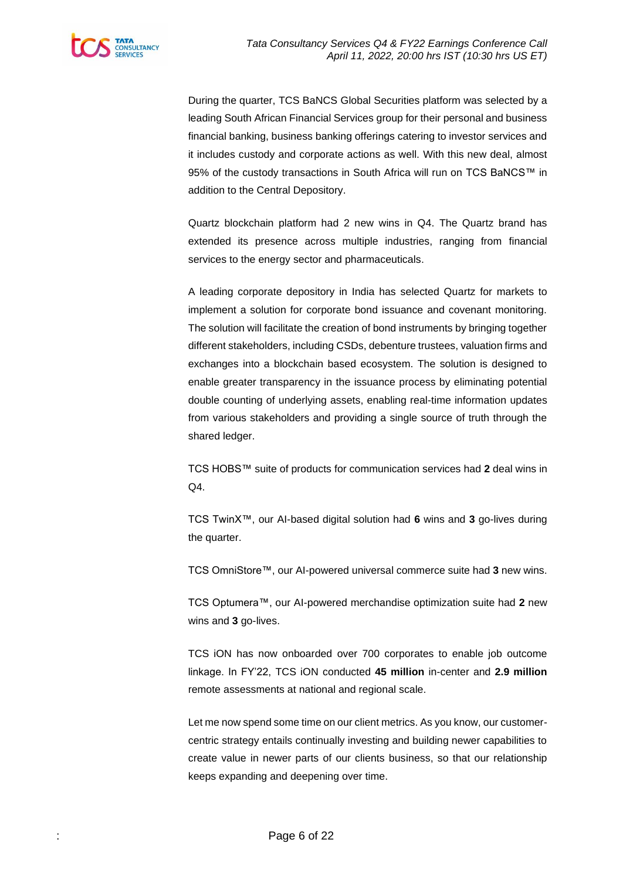During the quarter, TCS BaNCS Global Securities platform was selected by a leading South African Financial Services group for their personal and business financial banking, business banking offerings catering to investor services and it includes custody and corporate actions as well. With this new deal, almost 95% of the custody transactions in South Africa will run on TCS BaNCS™ in addition to the Central Depository.

Quartz blockchain platform had 2 new wins in Q4. The Quartz brand has extended its presence across multiple industries, ranging from financial services to the energy sector and pharmaceuticals.

A leading corporate depository in India has selected Quartz for markets to implement a solution for corporate bond issuance and covenant monitoring. The solution will facilitate the creation of bond instruments by bringing together different stakeholders, including CSDs, debenture trustees, valuation firms and exchanges into a blockchain based ecosystem. The solution is designed to enable greater transparency in the issuance process by eliminating potential double counting of underlying assets, enabling real-time information updates from various stakeholders and providing a single source of truth through the shared ledger.

TCS HOBS™ suite of products for communication services had **2** deal wins in Q4.

TCS TwinX™, our AI-based digital solution had **6** wins and **3** go-lives during the quarter.

TCS OmniStore™, our AI-powered universal commerce suite had **3** new wins.

TCS Optumera™, our AI-powered merchandise optimization suite had **2** new wins and **3** go-lives.

TCS iON has now onboarded over 700 corporates to enable job outcome linkage. In FY'22, TCS iON conducted **45 million** in-center and **2.9 million** remote assessments at national and regional scale.

Let me now spend some time on our client metrics. As you know, our customer-centric strategy entails continually investing and building newer capabilities to create value in newer parts of our clients business, so that our relationship keeps expanding and deepening over time.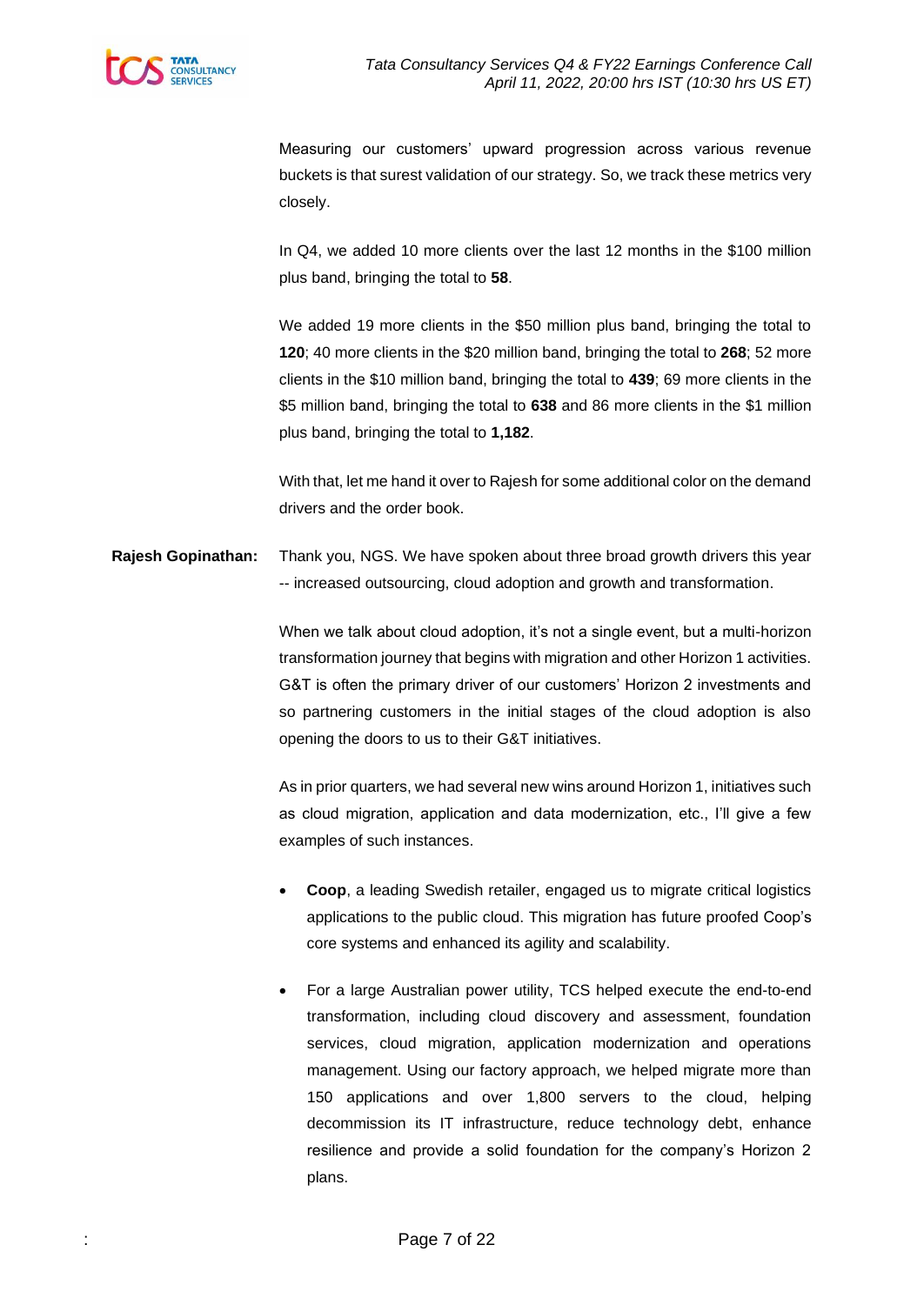Measuring our customers' upward progression across various revenue buckets is that surest validation of our strategy. So, we track these metrics very closely.

In Q4, we added 10 more clients over the last 12 months in the $100 million plus band, bringing the total to **58**.

We added 19 more clients in the $50 million plus band, bringing the total to **120**; 40 more clients in the $20 million band, bringing the total to **268**; 52 more clients in the $10 million band, bringing the total to **439**; 69 more clients in the $5 million band, bringing the total to **638** and 86 more clients in the $1 million plus band, bringing the total to **1,182**.

With that, let me hand it over to Rajesh for some additional color on the demand drivers and the order book.

**Rajesh Gopinathan:** Thank you, NGS. We have spoken about three broad growth drivers this year -- increased outsourcing, cloud adoption and growth and transformation.

When we talk about cloud adoption, it's not a single event, but a multi-horizon transformation journey that begins with migration and other Horizon 1 activities. G&T is often the primary driver of our customers' Horizon 2 investments and so partnering customers in the initial stages of the cloud adoption is also opening the doors to us to their G&T initiatives.

As in prior quarters, we had several new wins around Horizon 1, initiatives such as cloud migration, application and data modernization, etc., I'll give a few examples of such instances.

- **Coop**, a leading Swedish retailer, engaged us to migrate critical logistics applications to the public cloud. This migration has future proofed Coop's core systems and enhanced its agility and scalability.
- For a large Australian power utility, TCS helped execute the end-to-end transformation, including cloud discovery and assessment, foundation services, cloud migration, application modernization and operations management. Using our factory approach, we helped migrate more than 150 applications and over 1,800 servers to the cloud, helping decommission its IT infrastructure, reduce technology debt, enhance resilience and provide a solid foundation for the company's Horizon 2 plans.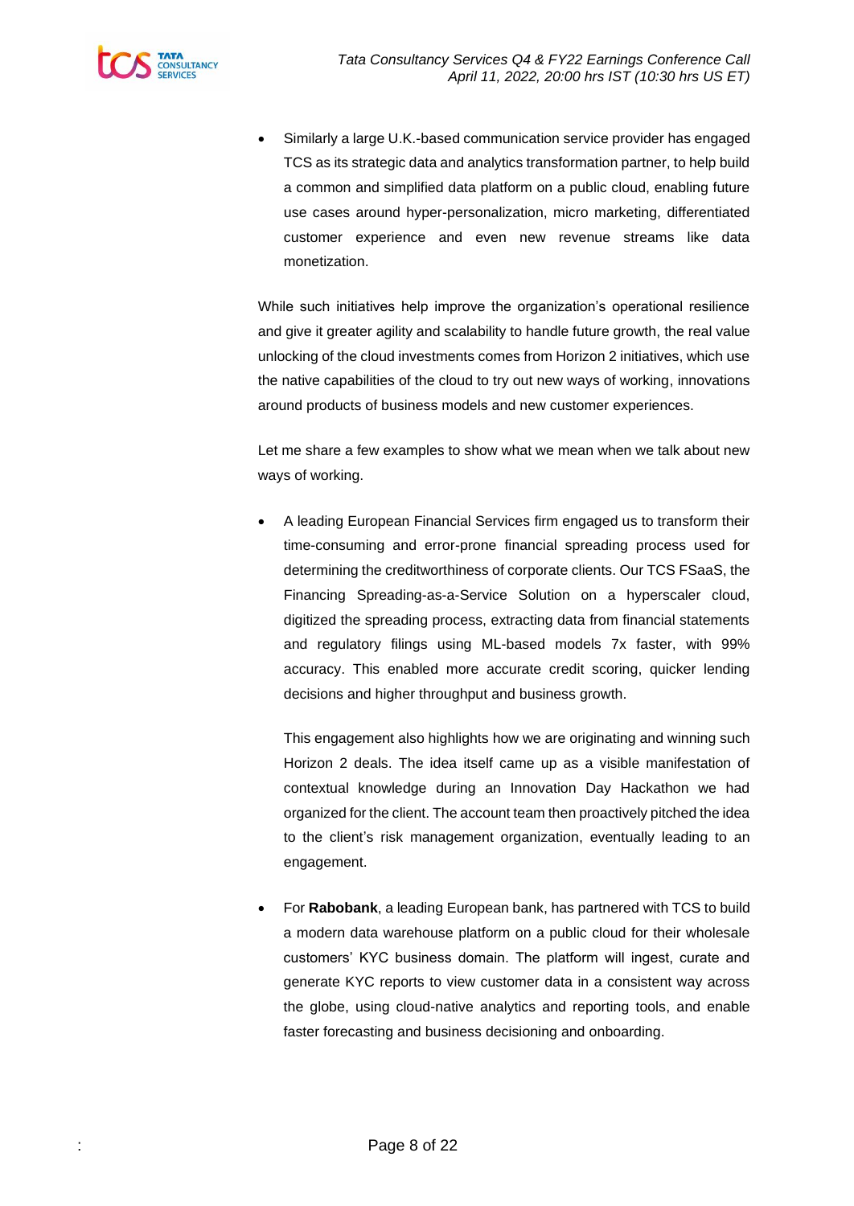- Similarly a large U.K.-based communication service provider has engaged TCS as its strategic data and analytics transformation partner, to help build a common and simplified data platform on a public cloud, enabling future use cases around hyper-personalization, micro marketing, differentiated customer experience and even new revenue streams like data monetization.

While such initiatives help improve the organization's operational resilience and give it greater agility and scalability to handle future growth, the real value unlocking of the cloud investments comes from Horizon 2 initiatives, which use the native capabilities of the cloud to try out new ways of working, innovations around products of business models and new customer experiences.

Let me share a few examples to show what we mean when we talk about new ways of working.

- A leading European Financial Services firm engaged us to transform their time-consuming and error-prone financial spreading process used for determining the creditworthiness of corporate clients. Our TCS FSaaS, the Financing Spreading-as-a-Service Solution on a hyperscaler cloud, digitized the spreading process, extracting data from financial statements and regulatory filings using ML-based models 7x faster, with 99% accuracy. This enabled more accurate credit scoring, quicker lending decisions and higher throughput and business growth.

  This engagement also highlights how we are originating and winning such Horizon 2 deals. The idea itself came up as a visible manifestation of contextual knowledge during an Innovation Day Hackathon we had organized for the client. The account team then proactively pitched the idea to the client's risk management organization, eventually leading to an engagement.

- For **Rabobank**, a leading European bank, has partnered with TCS to build a modern data warehouse platform on a public cloud for their wholesale customers' KYC business domain. The platform will ingest, curate and generate KYC reports to view customer data in a consistent way across the globe, using cloud-native analytics and reporting tools, and enable faster forecasting and business decisioning and onboarding.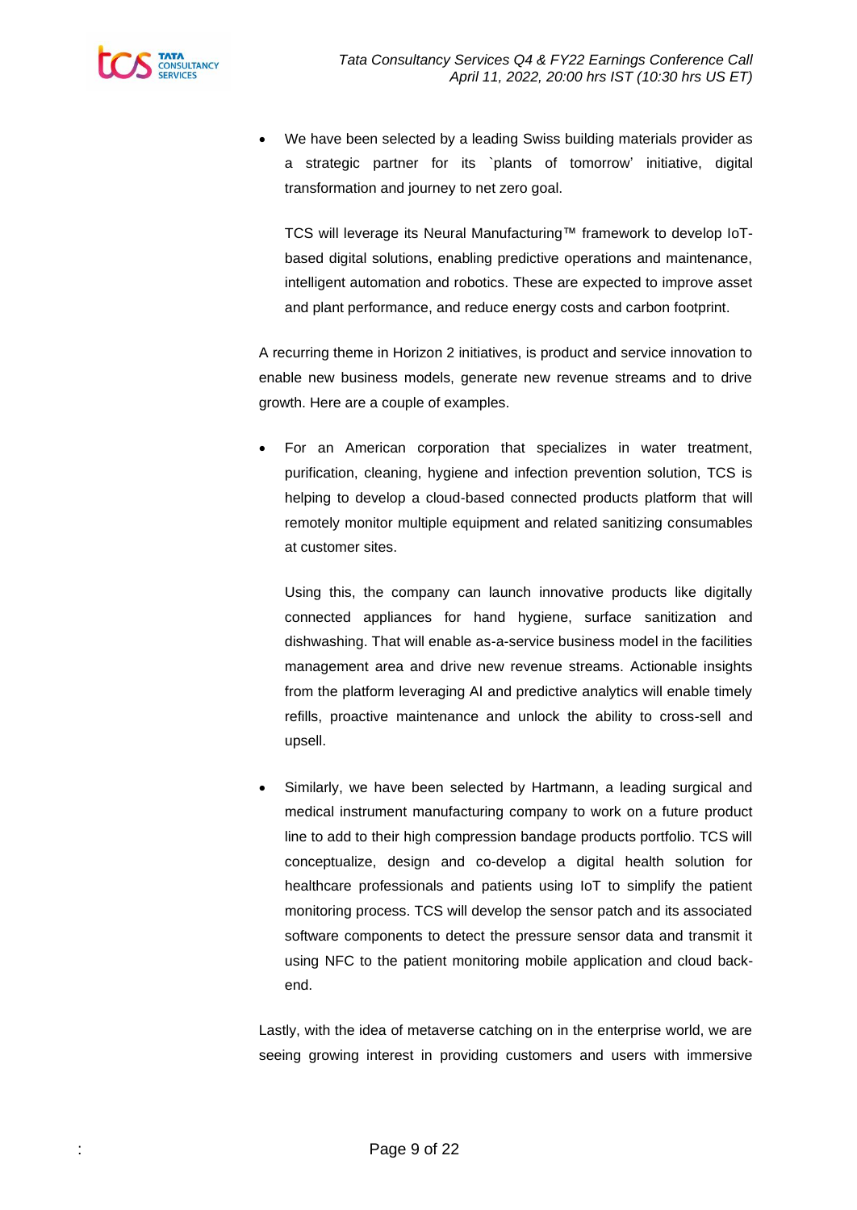- We have been selected by a leading Swiss building materials provider as a strategic partner for its `plants of tomorrow' initiative, digital transformation and journey to net zero goal.

  TCS will leverage its Neural Manufacturing™ framework to develop IoT-based digital solutions, enabling predictive operations and maintenance, intelligent automation and robotics. These are expected to improve asset and plant performance, and reduce energy costs and carbon footprint.

A recurring theme in Horizon 2 initiatives, is product and service innovation to enable new business models, generate new revenue streams and to drive growth. Here are a couple of examples.

- For an American corporation that specializes in water treatment, purification, cleaning, hygiene and infection prevention solution, TCS is helping to develop a cloud-based connected products platform that will remotely monitor multiple equipment and related sanitizing consumables at customer sites.

  Using this, the company can launch innovative products like digitally connected appliances for hand hygiene, surface sanitization and dishwashing. That will enable as-a-service business model in the facilities management area and drive new revenue streams. Actionable insights from the platform leveraging AI and predictive analytics will enable timely refills, proactive maintenance and unlock the ability to cross-sell and upsell.

- Similarly, we have been selected by Hartmann, a leading surgical and medical instrument manufacturing company to work on a future product line to add to their high compression bandage products portfolio. TCS will conceptualize, design and co-develop a digital health solution for healthcare professionals and patients using IoT to simplify the patient monitoring process. TCS will develop the sensor patch and its associated software components to detect the pressure sensor data and transmit it using NFC to the patient monitoring mobile application and cloud back-end.

Lastly, with the idea of metaverse catching on in the enterprise world, we are seeing growing interest in providing customers and users with immersive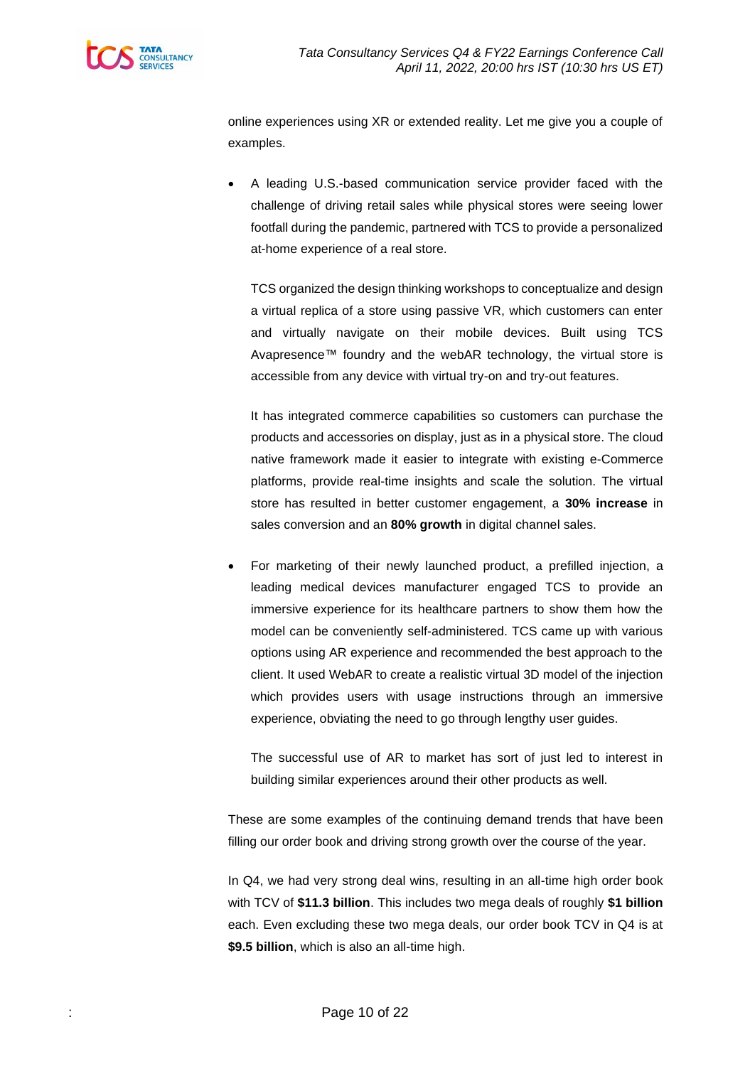online experiences using XR or extended reality. Let me give you a couple of examples.

- A leading U.S.-based communication service provider faced with the challenge of driving retail sales while physical stores were seeing lower footfall during the pandemic, partnered with TCS to provide a personalized at-home experience of a real store.

  TCS organized the design thinking workshops to conceptualize and design a virtual replica of a store using passive VR, which customers can enter and virtually navigate on their mobile devices. Built using TCS Avapresence™ foundry and the webAR technology, the virtual store is accessible from any device with virtual try-on and try-out features.

  It has integrated commerce capabilities so customers can purchase the products and accessories on display, just as in a physical store. The cloud native framework made it easier to integrate with existing e-Commerce platforms, provide real-time insights and scale the solution. The virtual store has resulted in better customer engagement, a **30% increase** in sales conversion and an **80% growth** in digital channel sales.

- For marketing of their newly launched product, a prefilled injection, a leading medical devices manufacturer engaged TCS to provide an immersive experience for its healthcare partners to show them how the model can be conveniently self-administered. TCS came up with various options using AR experience and recommended the best approach to the client. It used WebAR to create a realistic virtual 3D model of the injection which provides users with usage instructions through an immersive experience, obviating the need to go through lengthy user guides.

  The successful use of AR to market has sort of just led to interest in building similar experiences around their other products as well.

These are some examples of the continuing demand trends that have been filling our order book and driving strong growth over the course of the year.

In Q4, we had very strong deal wins, resulting in an all-time high order book with TCV of **$11.3 billion**. This includes two mega deals of roughly **$1 billion** each. Even excluding these two mega deals, our order book TCV in Q4 is at **$9.5 billion**, which is also an all-time high.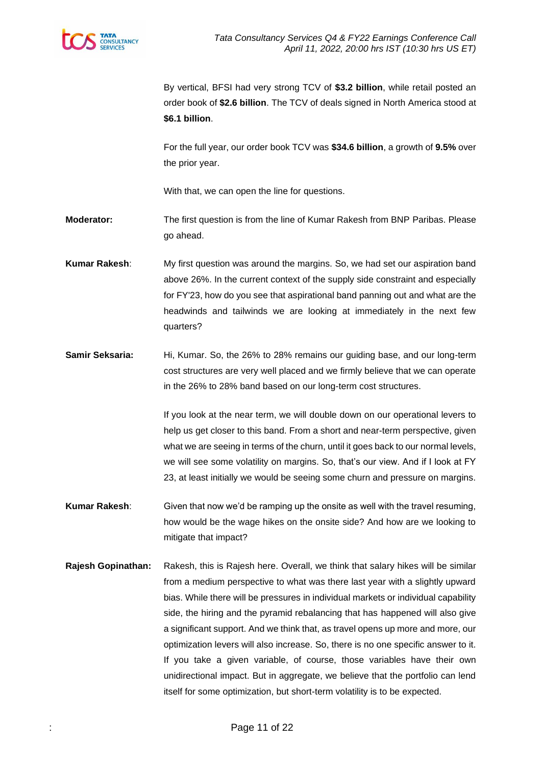By vertical, BFSI had very strong TCV of **$3.2 billion**, while retail posted an order book of **$2.6 billion**. The TCV of deals signed in North America stood at **$6.1 billion**.

For the full year, our order book TCV was **$34.6 billion**, a growth of **9.5%** over the prior year.

With that, we can open the line for questions.

**Moderator:** The first question is from the line of Kumar Rakesh from BNP Paribas. Please go ahead.

**Kumar Rakesh**: My first question was around the margins. So, we had set our aspiration band above 26%. In the current context of the supply side constraint and especially for FY'23, how do you see that aspirational band panning out and what are the headwinds and tailwinds we are looking at immediately in the next few quarters?

**Samir Seksaria:** Hi, Kumar. So, the 26% to 28% remains our guiding base, and our long-term cost structures are very well placed and we firmly believe that we can operate in the 26% to 28% band based on our long-term cost structures.

If you look at the near term, we will double down on our operational levers to help us get closer to this band. From a short and near-term perspective, given what we are seeing in terms of the churn, until it goes back to our normal levels, we will see some volatility on margins. So, that's our view. And if I look at FY 23, at least initially we would be seeing some churn and pressure on margins.

**Kumar Rakesh**: Given that now we'd be ramping up the onsite as well with the travel resuming, how would be the wage hikes on the onsite side? And how are we looking to mitigate that impact?

**Rajesh Gopinathan:** Rakesh, this is Rajesh here. Overall, we think that salary hikes will be similar from a medium perspective to what was there last year with a slightly upward bias. While there will be pressures in individual markets or individual capability side, the hiring and the pyramid rebalancing that has happened will also give a significant support. And we think that, as travel opens up more and more, our optimization levers will also increase. So, there is no one specific answer to it. If you take a given variable, of course, those variables have their own unidirectional impact. But in aggregate, we believe that the portfolio can lend itself for some optimization, but short-term volatility is to be expected.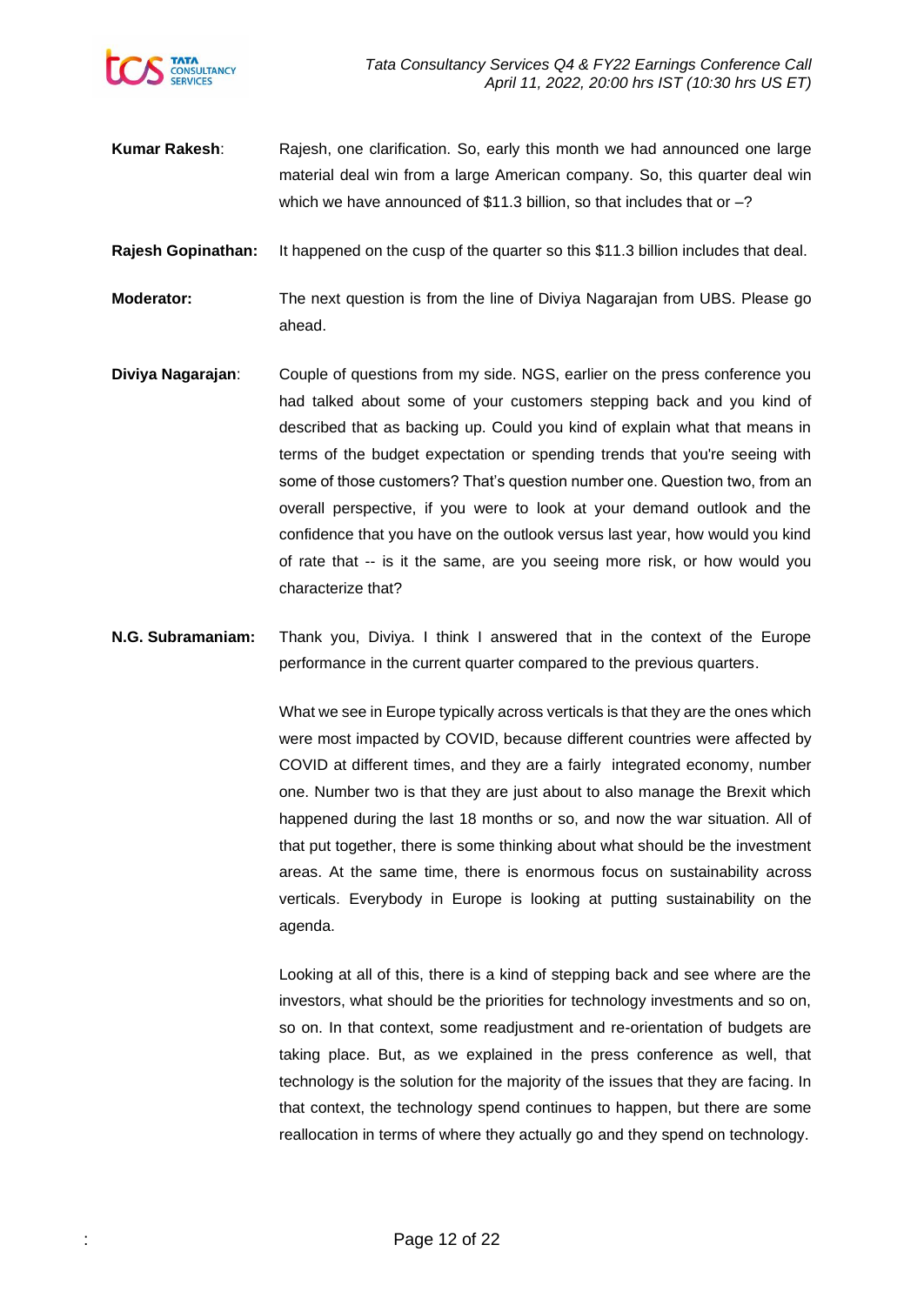**Kumar Rakesh**: Rajesh, one clarification. So, early this month we had announced one large material deal win from a large American company. So, this quarter deal win which we have announced of $11.3 billion, so that includes that or –?

**Rajesh Gopinathan:** It happened on the cusp of the quarter so this $11.3 billion includes that deal.

**Moderator:** The next question is from the line of Diviya Nagarajan from UBS. Please go ahead.

**Diviya Nagarajan**: Couple of questions from my side. NGS, earlier on the press conference you had talked about some of your customers stepping back and you kind of described that as backing up. Could you kind of explain what that means in terms of the budget expectation or spending trends that you're seeing with some of those customers? That's question number one. Question two, from an overall perspective, if you were to look at your demand outlook and the confidence that you have on the outlook versus last year, how would you kind of rate that -- is it the same, are you seeing more risk, or how would you characterize that?

**N.G. Subramaniam:** Thank you, Diviya. I think I answered that in the context of the Europe performance in the current quarter compared to the previous quarters.

What we see in Europe typically across verticals is that they are the ones which were most impacted by COVID, because different countries were affected by COVID at different times, and they are a fairly integrated economy, number one. Number two is that they are just about to also manage the Brexit which happened during the last 18 months or so, and now the war situation. All of that put together, there is some thinking about what should be the investment areas. At the same time, there is enormous focus on sustainability across verticals. Everybody in Europe is looking at putting sustainability on the agenda.

Looking at all of this, there is a kind of stepping back and see where are the investors, what should be the priorities for technology investments and so on, so on. In that context, some readjustment and re-orientation of budgets are taking place. But, as we explained in the press conference as well, that technology is the solution for the majority of the issues that they are facing. In that context, the technology spend continues to happen, but there are some reallocation in terms of where they actually go and they spend on technology.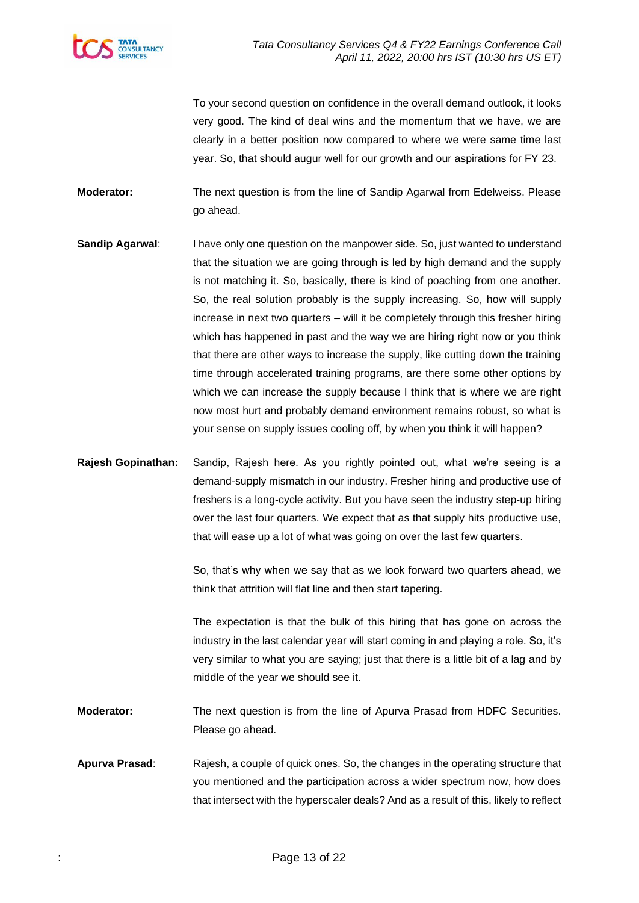To your second question on confidence in the overall demand outlook, it looks very good. The kind of deal wins and the momentum that we have, we are clearly in a better position now compared to where we were same time last year. So, that should augur well for our growth and our aspirations for FY 23.

**Moderator:** The next question is from the line of Sandip Agarwal from Edelweiss. Please go ahead.

**Sandip Agarwal**: I have only one question on the manpower side. So, just wanted to understand that the situation we are going through is led by high demand and the supply is not matching it. So, basically, there is kind of poaching from one another. So, the real solution probably is the supply increasing. So, how will supply increase in next two quarters – will it be completely through this fresher hiring which has happened in past and the way we are hiring right now or you think that there are other ways to increase the supply, like cutting down the training time through accelerated training programs, are there some other options by which we can increase the supply because I think that is where we are right now most hurt and probably demand environment remains robust, so what is your sense on supply issues cooling off, by when you think it will happen?

**Rajesh Gopinathan:** Sandip, Rajesh here. As you rightly pointed out, what we're seeing is a demand-supply mismatch in our industry. Fresher hiring and productive use of freshers is a long-cycle activity. But you have seen the industry step-up hiring over the last four quarters. We expect that as that supply hits productive use, that will ease up a lot of what was going on over the last few quarters.

So, that's why when we say that as we look forward two quarters ahead, we think that attrition will flat line and then start tapering.

The expectation is that the bulk of this hiring that has gone on across the industry in the last calendar year will start coming in and playing a role. So, it's very similar to what you are saying; just that there is a little bit of a lag and by middle of the year we should see it.

**Moderator:** The next question is from the line of Apurva Prasad from HDFC Securities. Please go ahead.

**Apurva Prasad**: Rajesh, a couple of quick ones. So, the changes in the operating structure that you mentioned and the participation across a wider spectrum now, how does that intersect with the hyperscaler deals? And as a result of this, likely to reflect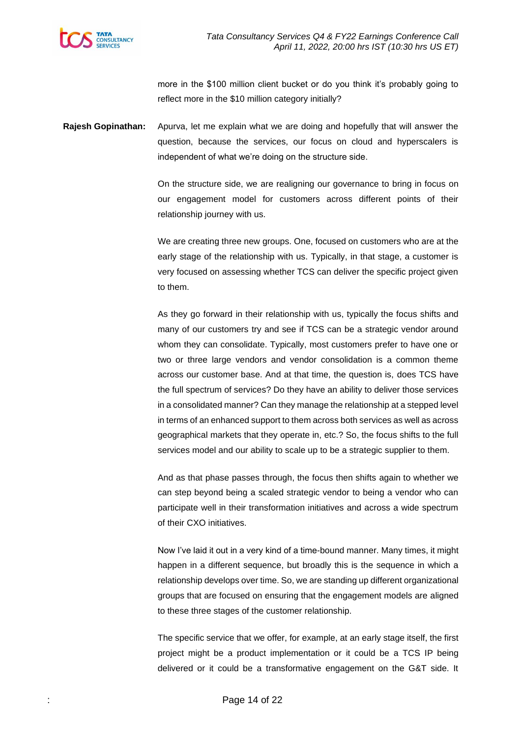more in the $100 million client bucket or do you think it's probably going to reflect more in the $10 million category initially?

**Rajesh Gopinathan:** Apurva, let me explain what we are doing and hopefully that will answer the question, because the services, our focus on cloud and hyperscalers is independent of what we're doing on the structure side.

On the structure side, we are realigning our governance to bring in focus on our engagement model for customers across different points of their relationship journey with us.

We are creating three new groups. One, focused on customers who are at the early stage of the relationship with us. Typically, in that stage, a customer is very focused on assessing whether TCS can deliver the specific project given to them.

As they go forward in their relationship with us, typically the focus shifts and many of our customers try and see if TCS can be a strategic vendor around whom they can consolidate. Typically, most customers prefer to have one or two or three large vendors and vendor consolidation is a common theme across our customer base. And at that time, the question is, does TCS have the full spectrum of services? Do they have an ability to deliver those services in a consolidated manner? Can they manage the relationship at a stepped level in terms of an enhanced support to them across both services as well as across geographical markets that they operate in, etc.? So, the focus shifts to the full services model and our ability to scale up to be a strategic supplier to them.

And as that phase passes through, the focus then shifts again to whether we can step beyond being a scaled strategic vendor to being a vendor who can participate well in their transformation initiatives and across a wide spectrum of their CXO initiatives.

Now I've laid it out in a very kind of a time-bound manner. Many times, it might happen in a different sequence, but broadly this is the sequence in which a relationship develops over time. So, we are standing up different organizational groups that are focused on ensuring that the engagement models are aligned to these three stages of the customer relationship.

The specific service that we offer, for example, at an early stage itself, the first project might be a product implementation or it could be a TCS IP being delivered or it could be a transformative engagement on the G&T side. It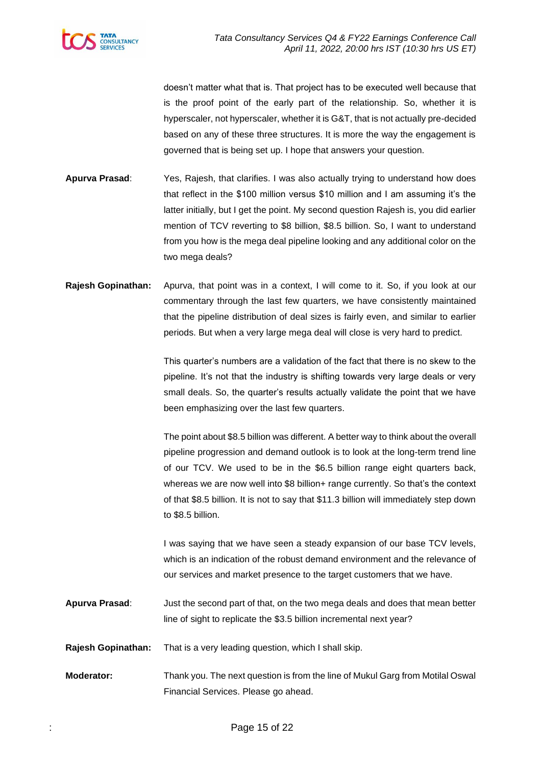doesn't matter what that is. That project has to be executed well because that is the proof point of the early part of the relationship. So, whether it is hyperscaler, not hyperscaler, whether it is G&T, that is not actually pre-decided based on any of these three structures. It is more the way the engagement is governed that is being set up. I hope that answers your question.

**Apurva Prasad**: Yes, Rajesh, that clarifies. I was also actually trying to understand how does that reflect in the $100 million versus $10 million and I am assuming it's the latter initially, but I get the point. My second question Rajesh is, you did earlier mention of TCV reverting to $8 billion, $8.5 billion. So, I want to understand from you how is the mega deal pipeline looking and any additional color on the two mega deals?

**Rajesh Gopinathan:** Apurva, that point was in a context, I will come to it. So, if you look at our commentary through the last few quarters, we have consistently maintained that the pipeline distribution of deal sizes is fairly even, and similar to earlier periods. But when a very large mega deal will close is very hard to predict.

This quarter's numbers are a validation of the fact that there is no skew to the pipeline. It's not that the industry is shifting towards very large deals or very small deals. So, the quarter's results actually validate the point that we have been emphasizing over the last few quarters.

The point about $8.5 billion was different. A better way to think about the overall pipeline progression and demand outlook is to look at the long-term trend line of our TCV. We used to be in the $6.5 billion range eight quarters back, whereas we are now well into $8 billion+ range currently. So that's the context of that $8.5 billion. It is not to say that $11.3 billion will immediately step down to $8.5 billion.

I was saying that we have seen a steady expansion of our base TCV levels, which is an indication of the robust demand environment and the relevance of our services and market presence to the target customers that we have.

**Apurva Prasad**: Just the second part of that, on the two mega deals and does that mean better line of sight to replicate the $3.5 billion incremental next year?

**Rajesh Gopinathan:** That is a very leading question, which I shall skip.

**Moderator:** Thank you. The next question is from the line of Mukul Garg from Motilal Oswal Financial Services. Please go ahead.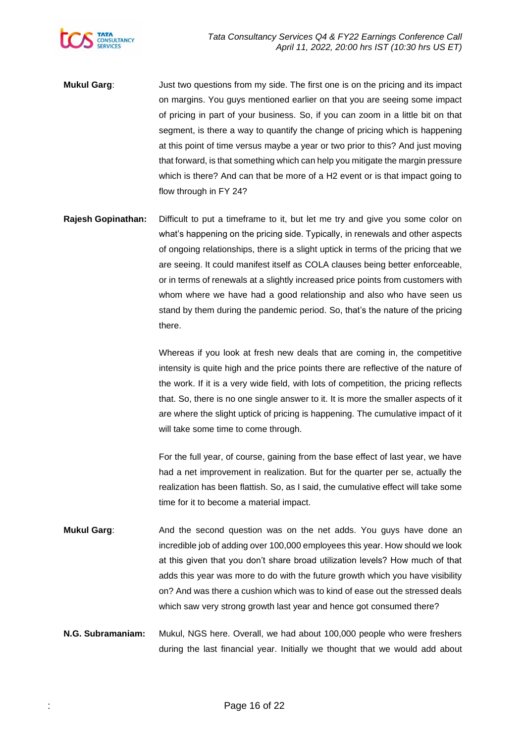**Mukul Garg**: Just two questions from my side. The first one is on the pricing and its impact on margins. You guys mentioned earlier on that you are seeing some impact of pricing in part of your business. So, if you can zoom in a little bit on that segment, is there a way to quantify the change of pricing which is happening at this point of time versus maybe a year or two prior to this? And just moving that forward, is that something which can help you mitigate the margin pressure which is there? And can that be more of a H2 event or is that impact going to flow through in FY 24?

**Rajesh Gopinathan:** Difficult to put a timeframe to it, but let me try and give you some color on what's happening on the pricing side. Typically, in renewals and other aspects of ongoing relationships, there is a slight uptick in terms of the pricing that we are seeing. It could manifest itself as COLA clauses being better enforceable, or in terms of renewals at a slightly increased price points from customers with whom where we have had a good relationship and also who have seen us stand by them during the pandemic period. So, that's the nature of the pricing there.

Whereas if you look at fresh new deals that are coming in, the competitive intensity is quite high and the price points there are reflective of the nature of the work. If it is a very wide field, with lots of competition, the pricing reflects that. So, there is no one single answer to it. It is more the smaller aspects of it are where the slight uptick of pricing is happening. The cumulative impact of it will take some time to come through.

For the full year, of course, gaining from the base effect of last year, we have had a net improvement in realization. But for the quarter per se, actually the realization has been flattish. So, as I said, the cumulative effect will take some time for it to become a material impact.

**Mukul Garg**: And the second question was on the net adds. You guys have done an incredible job of adding over 100,000 employees this year. How should we look at this given that you don't share broad utilization levels? How much of that adds this year was more to do with the future growth which you have visibility on? And was there a cushion which was to kind of ease out the stressed deals which saw very strong growth last year and hence got consumed there?

**N.G. Subramaniam:** Mukul, NGS here. Overall, we had about 100,000 people who were freshers during the last financial year. Initially we thought that we would add about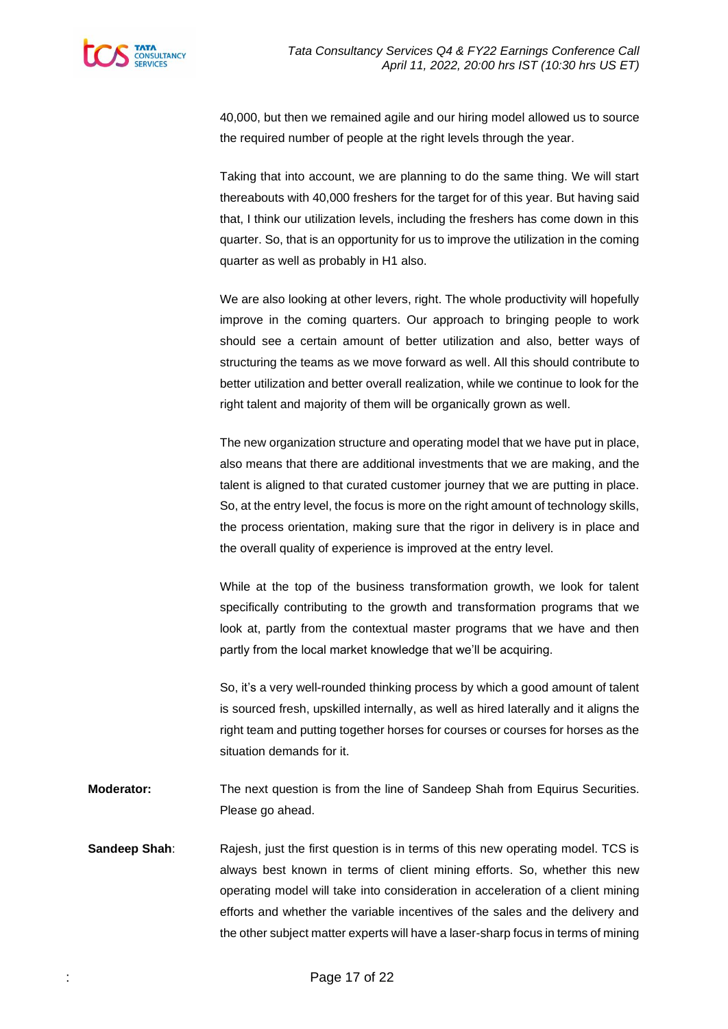40,000, but then we remained agile and our hiring model allowed us to source the required number of people at the right levels through the year.

Taking that into account, we are planning to do the same thing. We will start thereabouts with 40,000 freshers for the target for of this year. But having said that, I think our utilization levels, including the freshers has come down in this quarter. So, that is an opportunity for us to improve the utilization in the coming quarter as well as probably in H1 also.

We are also looking at other levers, right. The whole productivity will hopefully improve in the coming quarters. Our approach to bringing people to work should see a certain amount of better utilization and also, better ways of structuring the teams as we move forward as well. All this should contribute to better utilization and better overall realization, while we continue to look for the right talent and majority of them will be organically grown as well.

The new organization structure and operating model that we have put in place, also means that there are additional investments that we are making, and the talent is aligned to that curated customer journey that we are putting in place. So, at the entry level, the focus is more on the right amount of technology skills, the process orientation, making sure that the rigor in delivery is in place and the overall quality of experience is improved at the entry level.

While at the top of the business transformation growth, we look for talent specifically contributing to the growth and transformation programs that we look at, partly from the contextual master programs that we have and then partly from the local market knowledge that we'll be acquiring.

So, it's a very well-rounded thinking process by which a good amount of talent is sourced fresh, upskilled internally, as well as hired laterally and it aligns the right team and putting together horses for courses or courses for horses as the situation demands for it.

**Moderator:** The next question is from the line of Sandeep Shah from Equirus Securities. Please go ahead.

**Sandeep Shah**: Rajesh, just the first question is in terms of this new operating model. TCS is always best known in terms of client mining efforts. So, whether this new operating model will take into consideration in acceleration of a client mining efforts and whether the variable incentives of the sales and the delivery and the other subject matter experts will have a laser-sharp focus in terms of mining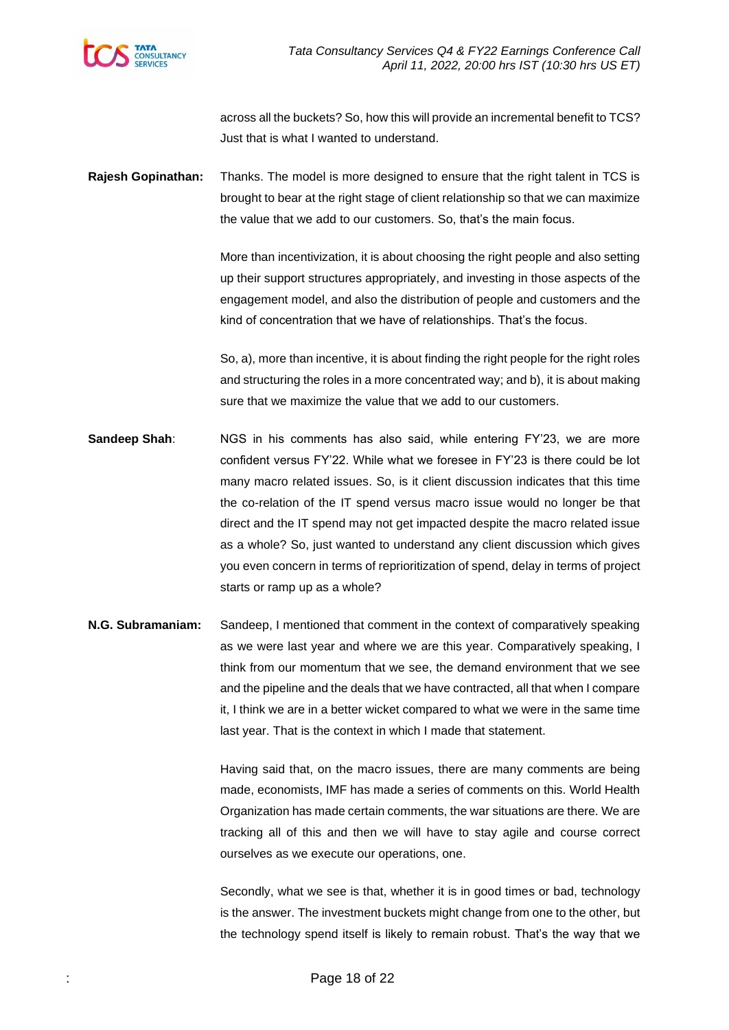across all the buckets? So, how this will provide an incremental benefit to TCS? Just that is what I wanted to understand.

**Rajesh Gopinathan:** Thanks. The model is more designed to ensure that the right talent in TCS is brought to bear at the right stage of client relationship so that we can maximize the value that we add to our customers. So, that's the main focus.

More than incentivization, it is about choosing the right people and also setting up their support structures appropriately, and investing in those aspects of the engagement model, and also the distribution of people and customers and the kind of concentration that we have of relationships. That's the focus.

So, a), more than incentive, it is about finding the right people for the right roles and structuring the roles in a more concentrated way; and b), it is about making sure that we maximize the value that we add to our customers.

**Sandeep Shah**: NGS in his comments has also said, while entering FY'23, we are more confident versus FY'22. While what we foresee in FY'23 is there could be lot many macro related issues. So, is it client discussion indicates that this time the co-relation of the IT spend versus macro issue would no longer be that direct and the IT spend may not get impacted despite the macro related issue as a whole? So, just wanted to understand any client discussion which gives you even concern in terms of reprioritization of spend, delay in terms of project starts or ramp up as a whole?

**N.G. Subramaniam:** Sandeep, I mentioned that comment in the context of comparatively speaking as we were last year and where we are this year. Comparatively speaking, I think from our momentum that we see, the demand environment that we see and the pipeline and the deals that we have contracted, all that when I compare it, I think we are in a better wicket compared to what we were in the same time last year. That is the context in which I made that statement.

Having said that, on the macro issues, there are many comments are being made, economists, IMF has made a series of comments on this. World Health Organization has made certain comments, the war situations are there. We are tracking all of this and then we will have to stay agile and course correct ourselves as we execute our operations, one.

Secondly, what we see is that, whether it is in good times or bad, technology is the answer. The investment buckets might change from one to the other, but the technology spend itself is likely to remain robust. That's the way that we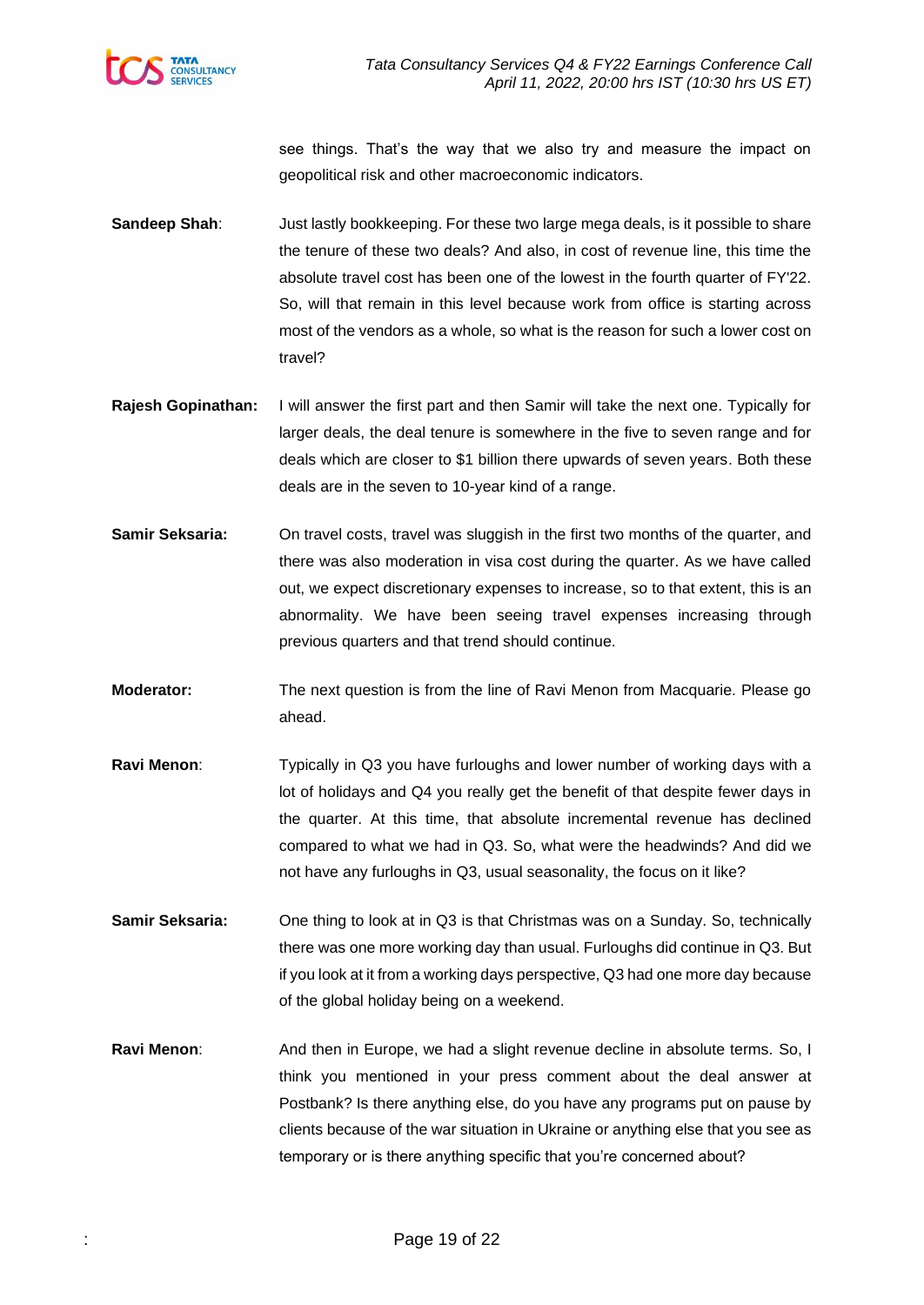see things. That's the way that we also try and measure the impact on geopolitical risk and other macroeconomic indicators.

**Sandeep Shah**: Just lastly bookkeeping. For these two large mega deals, is it possible to share the tenure of these two deals? And also, in cost of revenue line, this time the absolute travel cost has been one of the lowest in the fourth quarter of FY'22. So, will that remain in this level because work from office is starting across most of the vendors as a whole, so what is the reason for such a lower cost on travel?

**Rajesh Gopinathan:** I will answer the first part and then Samir will take the next one. Typically for larger deals, the deal tenure is somewhere in the five to seven range and for deals which are closer to $1 billion there upwards of seven years. Both these deals are in the seven to 10-year kind of a range.

**Samir Seksaria:** On travel costs, travel was sluggish in the first two months of the quarter, and there was also moderation in visa cost during the quarter. As we have called out, we expect discretionary expenses to increase, so to that extent, this is an abnormality. We have been seeing travel expenses increasing through previous quarters and that trend should continue.

**Moderator:** The next question is from the line of Ravi Menon from Macquarie. Please go ahead.

**Ravi Menon**: Typically in Q3 you have furloughs and lower number of working days with a lot of holidays and Q4 you really get the benefit of that despite fewer days in the quarter. At this time, that absolute incremental revenue has declined compared to what we had in Q3. So, what were the headwinds? And did we not have any furloughs in Q3, usual seasonality, the focus on it like?

**Samir Seksaria:** One thing to look at in Q3 is that Christmas was on a Sunday. So, technically there was one more working day than usual. Furloughs did continue in Q3. But if you look at it from a working days perspective, Q3 had one more day because of the global holiday being on a weekend.

**Ravi Menon**: And then in Europe, we had a slight revenue decline in absolute terms. So, I think you mentioned in your press comment about the deal answer at Postbank? Is there anything else, do you have any programs put on pause by clients because of the war situation in Ukraine or anything else that you see as temporary or is there anything specific that you're concerned about?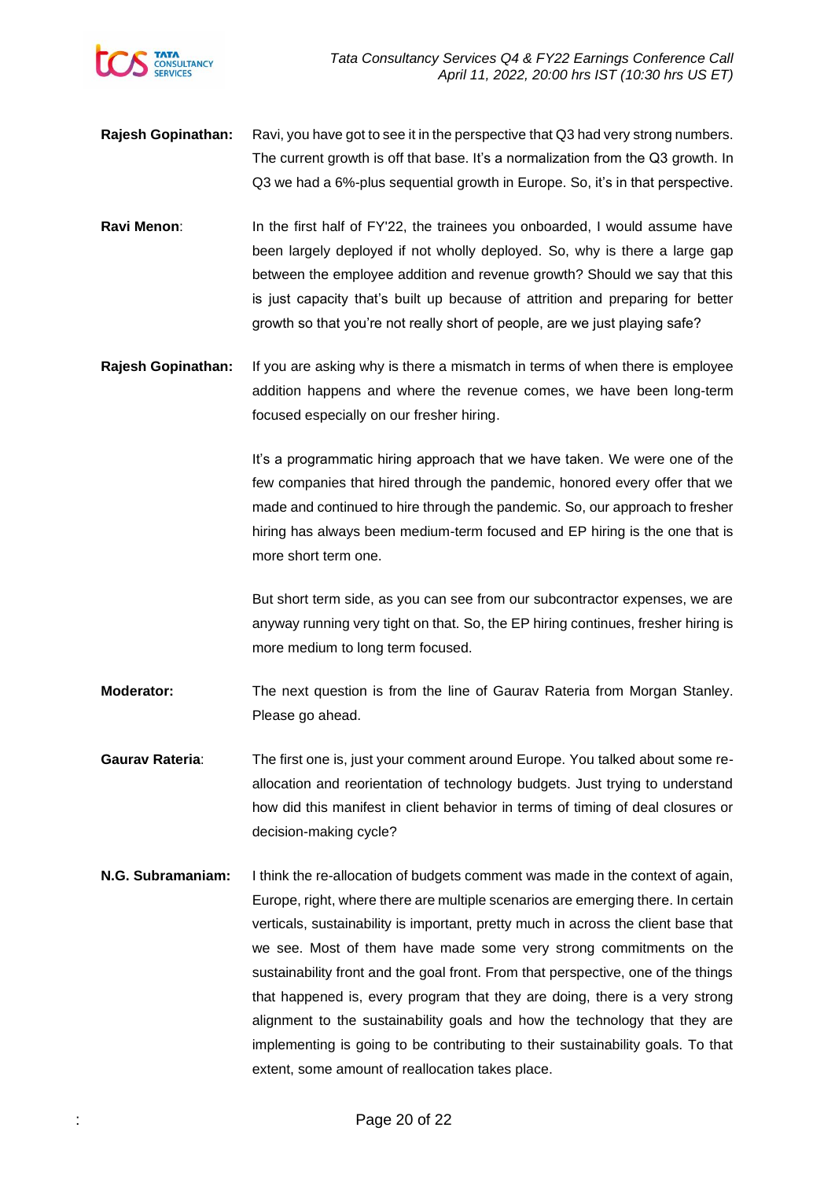**Rajesh Gopinathan:** Ravi, you have got to see it in the perspective that Q3 had very strong numbers. The current growth is off that base. It's a normalization from the Q3 growth. In Q3 we had a 6%-plus sequential growth in Europe. So, it's in that perspective.

**Ravi Menon**: In the first half of FY'22, the trainees you onboarded, I would assume have been largely deployed if not wholly deployed. So, why is there a large gap between the employee addition and revenue growth? Should we say that this is just capacity that's built up because of attrition and preparing for better growth so that you're not really short of people, are we just playing safe?

**Rajesh Gopinathan:** If you are asking why is there a mismatch in terms of when there is employee addition happens and where the revenue comes, we have been long-term focused especially on our fresher hiring.

It's a programmatic hiring approach that we have taken. We were one of the few companies that hired through the pandemic, honored every offer that we made and continued to hire through the pandemic. So, our approach to fresher hiring has always been medium-term focused and EP hiring is the one that is more short term one.

But short term side, as you can see from our subcontractor expenses, we are anyway running very tight on that. So, the EP hiring continues, fresher hiring is more medium to long term focused.

**Moderator:** The next question is from the line of Gaurav Rateria from Morgan Stanley. Please go ahead.

**Gaurav Rateria**: The first one is, just your comment around Europe. You talked about some re-allocation and reorientation of technology budgets. Just trying to understand how did this manifest in client behavior in terms of timing of deal closures or decision-making cycle?

**N.G. Subramaniam:** I think the re-allocation of budgets comment was made in the context of again, Europe, right, where there are multiple scenarios are emerging there. In certain verticals, sustainability is important, pretty much in across the client base that we see. Most of them have made some very strong commitments on the sustainability front and the goal front. From that perspective, one of the things that happened is, every program that they are doing, there is a very strong alignment to the sustainability goals and how the technology that they are implementing is going to be contributing to their sustainability goals. To that extent, some amount of reallocation takes place.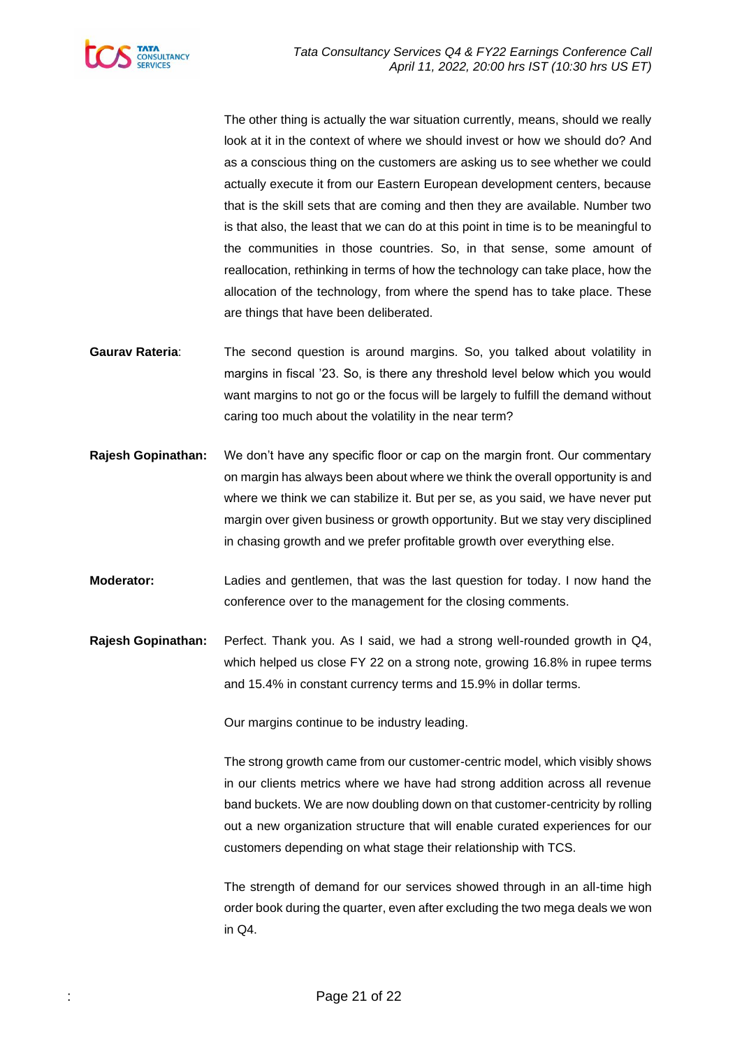The other thing is actually the war situation currently, means, should we really look at it in the context of where we should invest or how we should do? And as a conscious thing on the customers are asking us to see whether we could actually execute it from our Eastern European development centers, because that is the skill sets that are coming and then they are available. Number two is that also, the least that we can do at this point in time is to be meaningful to the communities in those countries. So, in that sense, some amount of reallocation, rethinking in terms of how the technology can take place, how the allocation of the technology, from where the spend has to take place. These are things that have been deliberated.

**Gaurav Rateria**: The second question is around margins. So, you talked about volatility in margins in fiscal '23. So, is there any threshold level below which you would want margins to not go or the focus will be largely to fulfill the demand without caring too much about the volatility in the near term?

**Rajesh Gopinathan:** We don't have any specific floor or cap on the margin front. Our commentary on margin has always been about where we think the overall opportunity is and where we think we can stabilize it. But per se, as you said, we have never put margin over given business or growth opportunity. But we stay very disciplined in chasing growth and we prefer profitable growth over everything else.

**Moderator:** Ladies and gentlemen, that was the last question for today. I now hand the conference over to the management for the closing comments.

**Rajesh Gopinathan:** Perfect. Thank you. As I said, we had a strong well-rounded growth in Q4, which helped us close FY 22 on a strong note, growing 16.8% in rupee terms and 15.4% in constant currency terms and 15.9% in dollar terms.

Our margins continue to be industry leading.

The strong growth came from our customer-centric model, which visibly shows in our clients metrics where we have had strong addition across all revenue band buckets. We are now doubling down on that customer-centricity by rolling out a new organization structure that will enable curated experiences for our customers depending on what stage their relationship with TCS.

The strength of demand for our services showed through in an all-time high order book during the quarter, even after excluding the two mega deals we won in Q4.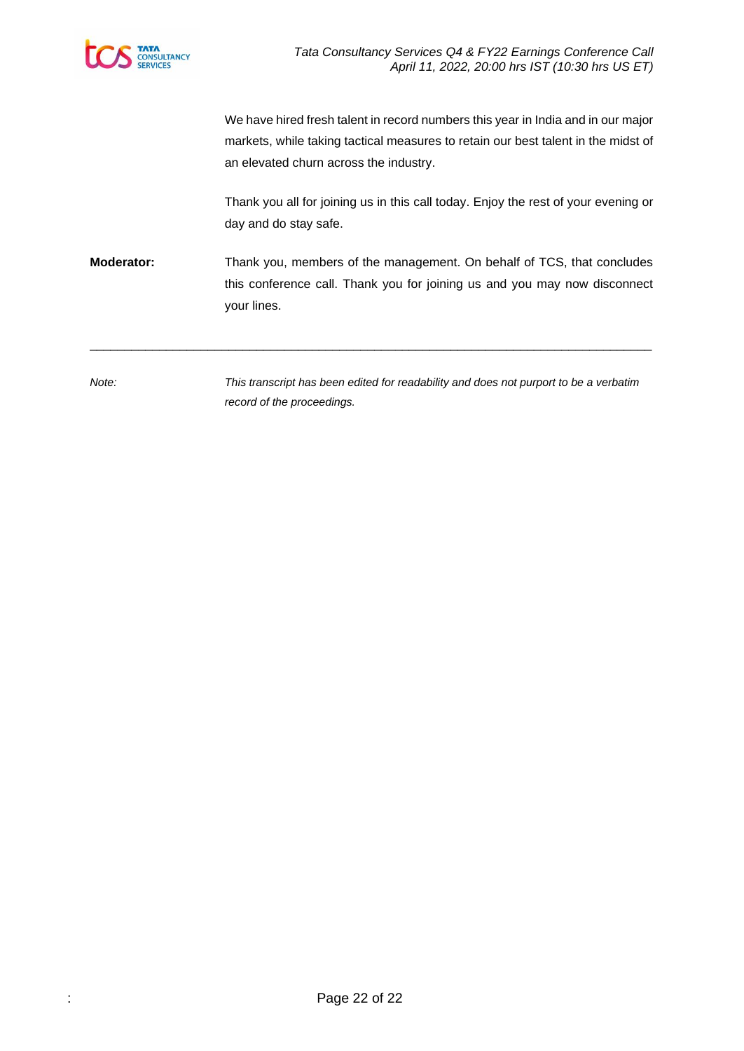We have hired fresh talent in record numbers this year in India and in our major markets, while taking tactical measures to retain our best talent in the midst of an elevated churn across the industry.

Thank you all for joining us in this call today. Enjoy the rest of your evening or day and do stay safe.

**Moderator:** Thank you, members of the management. On behalf of TCS, that concludes this conference call. Thank you for joining us and you may now disconnect your lines.

---

*Note:* *This transcript has been edited for readability and does not purport to be a verbatim record of the proceedings.*